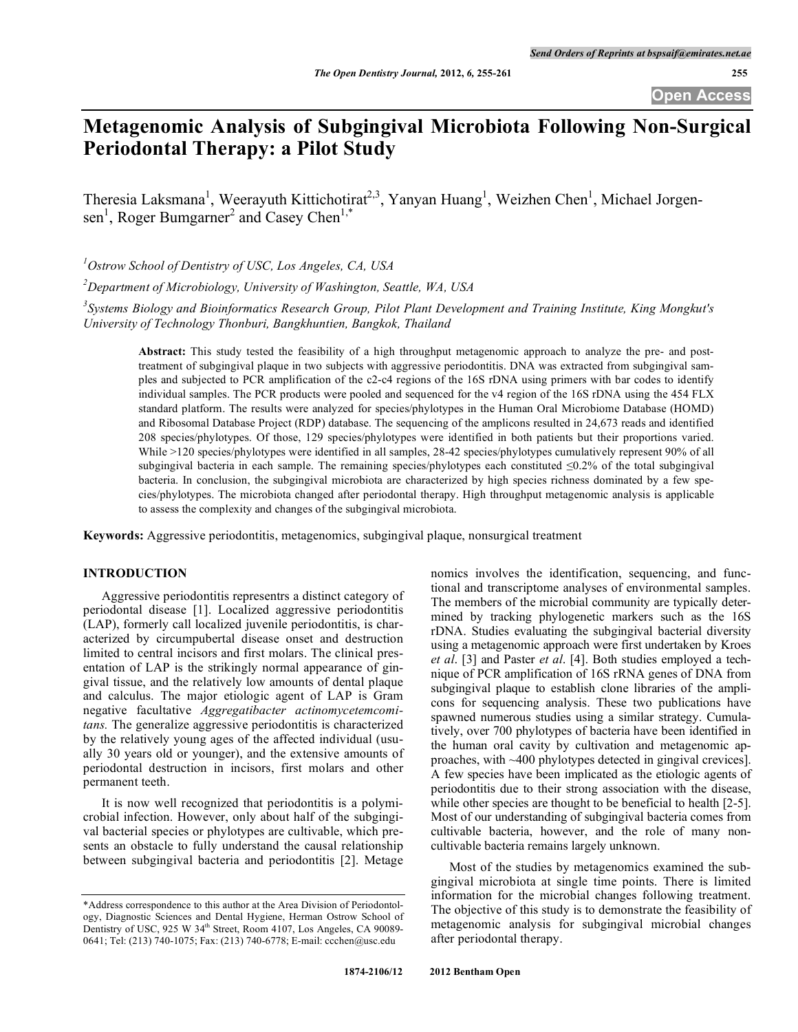# Metagenomic Analysis of Subgingival Microbiota Following Non-Surgical Periodontal Therapy: a Pilot Study

Theresia Laksmana[1], Weerayuth Kittichotirat[2,3], Yanyan Huang[1], Weizhen Chen[1], Michael Jorgensen[1], Roger Bumgarner[2] and Casey Chen[1,*]

[1]Ostrow School of Dentistry of USC, Los Angeles, CA, USA

[2]Department of Microbiology, University of Washington, Seattle, WA, USA

[3]Systems Biology and Bioinformatics Research Group, Pilot Plant Development and Training Institute, King Mongkut's University of Technology Thonburi, Bangkhuntien, Bangkok, Thailand

**Abstract:** This study tested the feasibility of a high throughput metagenomic approach to analyze the pre- and post-treatment of subgingival plaque in two subjects with aggressive periodontitis. DNA was extracted from subgingival samples and subjected to PCR amplification of the c2-c4 regions of the 16S rDNA using primers with bar codes to identify individual samples. The PCR products were pooled and sequenced for the v4 region of the 16S rDNA using the 454 FLX standard platform. The results were analyzed for species/phylotypes in the Human Oral Microbiome Database (HOMD) and Ribosomal Database Project (RDP) database. The sequencing of the amplicons resulted in 24,673 reads and identified 208 species/phylotypes. Of those, 129 species/phylotypes were identified in both patients but their proportions varied. While >120 species/phylotypes were identified in all samples, 28-42 species/phylotypes cumulatively represent 90% of all subgingival bacteria in each sample. The remaining species/phylotypes each constituted ≤0.2% of the total subgingival bacteria. In conclusion, the subgingival microbiota are characterized by high species richness dominated by a few species/phylotypes. The microbiota changed after periodontal therapy. High throughput metagenomic analysis is applicable to assess the complexity and changes of the subgingival microbiota.

**Keywords:** Aggressive periodontitis, metagenomics, subgingival plaque, nonsurgical treatment

## INTRODUCTION

Aggressive periodontitis representrs a distinct category of periodontal disease [1]. Localized aggressive periodontitis (LAP), formerly call localized juvenile periodontitis, is characterized by circumpubertal disease onset and destruction limited to central incisors and first molars. The clinical presentation of LAP is the strikingly normal appearance of gingival tissue, and the relatively low amounts of dental plaque and calculus. The major etiologic agent of LAP is Gram negative facultative *Aggregatibacter actinomycetemcomitans.* The generalize aggressive periodontitis is characterized by the relatively young ages of the affected individual (usually 30 years old or younger), and the extensive amounts of periodontal destruction in incisors, first molars and other permanent teeth.

It is now well recognized that periodontitis is a polymicrobial infection. However, only about half of the subgingival bacterial species or phylotypes are cultivable, which presents an obstacle to fully understand the causal relationship between subgingival bacteria and periodontitis [2]. Metagenomics involves the identification, sequencing, and functional and transcriptome analyses of environmental samples. The members of the microbial community are typically determined by tracking phylogenetic markers such as the 16S rDNA. Studies evaluating the subgingival bacterial diversity using a metagenomic approach were first undertaken by Kroes *et al*. [3] and Paster *et al*. [4]. Both studies employed a technique of PCR amplification of 16S rRNA genes of DNA from subgingival plaque to establish clone libraries of the amplicons for sequencing analysis. These two publications have spawned numerous studies using a similar strategy. Cumulatively, over 700 phylotypes of bacteria have been identified in the human oral cavity by cultivation and metagenomic approaches, with ~400 phylotypes detected in gingival crevices]. A few species have been implicated as the etiologic agents of periodontitis due to their strong association with the disease, while other species are thought to be beneficial to health [2-5]. Most of our understanding of subgingival bacteria comes from cultivable bacteria, however, and the role of many non-cultivable bacteria remains largely unknown.

Most of the studies by metagenomics examined the subgingival microbiota at single time points. There is limited information for the microbial changes following treatment. The objective of this study is to demonstrate the feasibility of metagenomic analysis for subgingival microbial changes after periodontal therapy.

*Address correspondence to this author at the Area Division of Periodontology, Diagnostic Sciences and Dental Hygiene, Herman Ostrow School of Dentistry of USC, 925 W 34th Street, Room 4107, Los Angeles, CA 90089-0641; Tel: (213) 740-1075; Fax: (213) 740-6778; E-mail: ccchen@usc.edu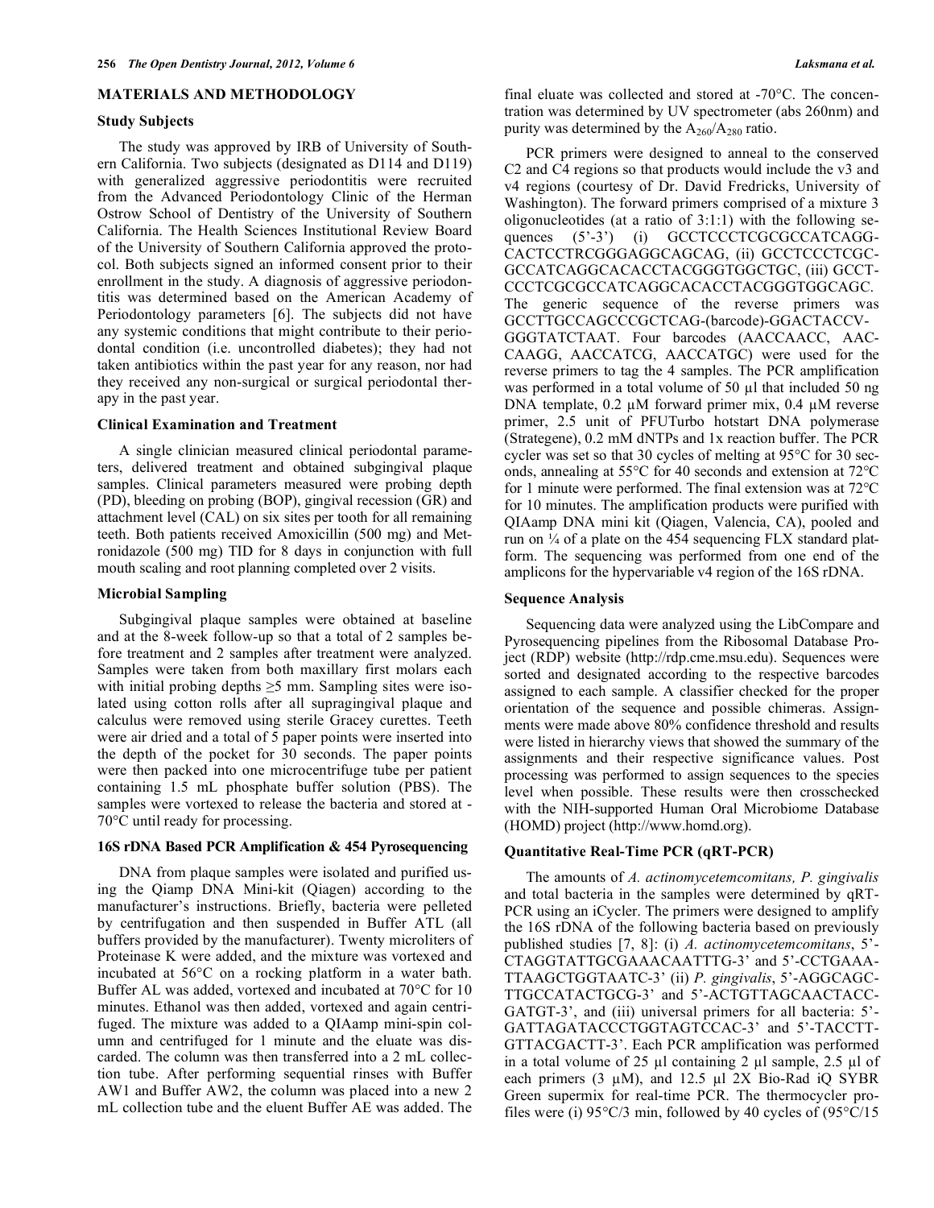## MATERIALS AND METHODOLOGY

### Study Subjects

The study was approved by IRB of University of Southern California. Two subjects (designated as D114 and D119) with generalized aggressive periodontitis were recruited from the Advanced Periodontology Clinic of the Herman Ostrow School of Dentistry of the University of Southern California. The Health Sciences Institutional Review Board of the University of Southern California approved the protocol. Both subjects signed an informed consent prior to their enrollment in the study. A diagnosis of aggressive periodontitis was determined based on the American Academy of Periodontology parameters [6]. The subjects did not have any systemic conditions that might contribute to their periodontal condition (i.e. uncontrolled diabetes); they had not taken antibiotics within the past year for any reason, nor had they received any non-surgical or surgical periodontal therapy in the past year.

### Clinical Examination and Treatment

A single clinician measured clinical periodontal parameters, delivered treatment and obtained subgingival plaque samples. Clinical parameters measured were probing depth (PD), bleeding on probing (BOP), gingival recession (GR) and attachment level (CAL) on six sites per tooth for all remaining teeth. Both patients received Amoxicillin (500 mg) and Metronidazole (500 mg) TID for 8 days in conjunction with full mouth scaling and root planning completed over 2 visits.

### Microbial Sampling

Subgingival plaque samples were obtained at baseline and at the 8-week follow-up so that a total of 2 samples before treatment and 2 samples after treatment were analyzed. Samples were taken from both maxillary first molars each with initial probing depths ≥5 mm. Sampling sites were isolated using cotton rolls after all supragingival plaque and calculus were removed using sterile Gracey curettes. Teeth were air dried and a total of 5 paper points were inserted into the depth of the pocket for 30 seconds. The paper points were then packed into one microcentrifuge tube per patient containing 1.5 mL phosphate buffer solution (PBS). The samples were vortexed to release the bacteria and stored at -70°C until ready for processing.

### 16S rDNA Based PCR Amplification & 454 Pyrosequencing

DNA from plaque samples were isolated and purified using the Qiamp DNA Mini-kit (Qiagen) according to the manufacturer's instructions. Briefly, bacteria were pelleted by centrifugation and then suspended in Buffer ATL (all buffers provided by the manufacturer). Twenty microliters of Proteinase K were added, and the mixture was vortexed and incubated at 56°C on a rocking platform in a water bath. Buffer AL was added, vortexed and incubated at 70°C for 10 minutes. Ethanol was then added, vortexed and again centrifuged. The mixture was added to a QIAamp mini-spin column and centrifuged for 1 minute and the eluate was discarded. The column was then transferred into a 2 mL collection tube. After performing sequential rinses with Buffer AW1 and Buffer AW2, the column was placed into a new 2 mL collection tube and the eluent Buffer AE was added. The final eluate was collected and stored at -70°C. The concentration was determined by UV spectrometer (abs 260nm) and purity was determined by the $A_{260}/A_{280}$ ratio.

PCR primers were designed to anneal to the conserved C2 and C4 regions so that products would include the v3 and v4 regions (courtesy of Dr. David Fredricks, University of Washington). The forward primers comprised of a mixture 3 oligonucleotides (at a ratio of 3:1:1) with the following sequences (5'-3') (i) GCCTCCCTCGCGCCATCAGG-CACTCCTRCGGGAGGCAGCAG, (ii) GCCTCCCTCGC-GCCATCAGGCACACCTACGGGTGGCTGC, (iii) GCCT-CCCTCGCGCCATCAGGCACACCTACGGGTGGCAGC. The generic sequence of the reverse primers was GCCTTGCCAGCCCGCTCAG-(barcode)-GGACTACCV-GGGTATCTAAT. Four barcodes (AACCAACC, AAC-CAAGG, AACCATCG, AACCATGC) were used for the reverse primers to tag the 4 samples. The PCR amplification was performed in a total volume of 50 µl that included 50 ng DNA template, 0.2 µM forward primer mix, 0.4 µM reverse primer, 2.5 unit of PFUTurbo hotstart DNA polymerase (Strategene), 0.2 mM dNTPs and 1x reaction buffer. The PCR cycler was set so that 30 cycles of melting at 95°C for 30 seconds, annealing at 55°C for 40 seconds and extension at 72°C for 1 minute were performed. The final extension was at 72°C for 10 minutes. The amplification products were purified with QIAamp DNA mini kit (Qiagen, Valencia, CA), pooled and run on ¼ of a plate on the 454 sequencing FLX standard platform. The sequencing was performed from one end of the amplicons for the hypervariable v4 region of the 16S rDNA.

### Sequence Analysis

Sequencing data were analyzed using the LibCompare and Pyrosequencing pipelines from the Ribosomal Database Project (RDP) website (http://rdp.cme.msu.edu). Sequences were sorted and designated according to the respective barcodes assigned to each sample. A classifier checked for the proper orientation of the sequence and possible chimeras. Assignments were made above 80% confidence threshold and results were listed in hierarchy views that showed the summary of the assignments and their respective significance values. Post processing was performed to assign sequences to the species level when possible. These results were then crosschecked with the NIH-supported Human Oral Microbiome Database (HOMD) project (http://www.homd.org).

### Quantitative Real-Time PCR (qRT-PCR)

The amounts of *A. actinomycetemcomitans, P. gingivalis* and total bacteria in the samples were determined by qRT-PCR using an iCycler. The primers were designed to amplify the 16S rDNA of the following bacteria based on previously published studies [7, 8]: (i) *A. actinomycetemcomitans*, 5'-CTAGGTATTGCGAAACAATTTG-3' and 5'-CCTGAAA-TTAAGCTGGTAATC-3' (ii) *P. gingivalis*, 5'-AGGCAGC-TTGCCATACTGCG-3' and 5'-ACTGTTAGCAACTACC-GATGT-3', and (iii) universal primers for all bacteria: 5'-GATTAGATACCCTGGTAGTCCAC-3' and 5'-TACCTT-GTTACGACTT-3'. Each PCR amplification was performed in a total volume of 25 µl containing 2 µl sample, 2.5 µl of each primers (3 µM), and 12.5 µl 2X Bio-Rad iQ SYBR Green supermix for real-time PCR. The thermocycler profiles were (i) 95°C/3 min, followed by 40 cycles of (95°C/15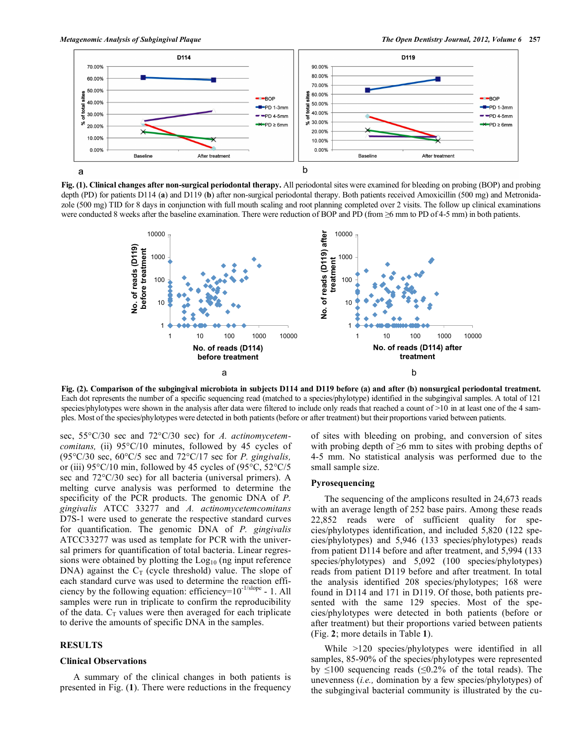Fig. (1). **Clinical changes after non-surgical periodontal therapy.** All periodontal sites were examined for bleeding on probing (BOP) and probing depth (PD) for patients D114 (**a**) and D119 (**b**) after non-surgical periodontal therapy. Both patients received Amoxicillin (500 mg) and Metronidazole (500 mg) TID for 8 days in conjunction with full mouth scaling and root planning completed over 2 visits. The follow up clinical examinations were conducted 8 weeks after the baseline examination. There were reduction of BOP and PD (from ≥6 mm to PD of 4-5 mm) in both patients.

**Fig. (2). Comparison of the subgingival microbiota in subjects D114 and D119 before (a) and after (b) nonsurgical periodontal treatment.** Each dot represents the number of a specific sequencing read (matched to a species/phylotype) identified in the subgingival samples. A total of 121 species/phylotypes were shown in the analysis after data were filtered to include only reads that reached a count of >10 in at least one of the 4 samples. Most of the species/phylotypes were detected in both patients (before or after treatment) but their proportions varied between patients.

sec, 55°C/30 sec and 72°C/30 sec) for *A. actinomycetemcomitans,* (ii) 95°C/10 minutes, followed by 45 cycles of (95°C/30 sec, 60°C/5 sec and 72°C/17 sec for *P. gingivalis,* or (iii) 95°C/10 min, followed by 45 cycles of (95°C, 52°C/5 sec and 72°C/30 sec) for all bacteria (universal primers). A melting curve analysis was performed to determine the specificity of the PCR products. The genomic DNA of *P. gingivalis* ATCC 33277 and *A. actinomycetemcomitans* D7S-1 were used to generate the respective standard curves for quantification. The genomic DNA of *P. gingivalis* ATCC33277 was used as template for PCR with the universal primers for quantification of total bacteria. Linear regressions were obtained by plotting the $Log_{10}$ (ng input reference DNA) against the $C_T$ (cycle threshold) value. The slope of each standard curve was used to determine the reaction efficiency by the following equation: efficiency=$10^{-1/slope}$ - 1. All samples were run in triplicate to confirm the reproducibility of the data. $C_T$ values were then averaged for each triplicate to derive the amounts of specific DNA in the samples.

## RESULTS

### Clinical Observations

A summary of the clinical changes in both patients is presented in Fig. (**1**). There were reductions in the frequency of sites with bleeding on probing, and conversion of sites with probing depth of ≥6 mm to sites with probing depths of 4-5 mm. No statistical analysis was performed due to the small sample size.

### Pyrosequencing

The sequencing of the amplicons resulted in 24,673 reads with an average length of 252 base pairs. Among these reads 22,852 reads were of sufficient quality for species/phylotypes identification, and included 5,820 (122 species/phylotypes) and 5,946 (133 species/phylotypes) reads from patient D114 before and after treatment, and 5,994 (133 species/phylotypes) and 5,092 (100 species/phylotypes) reads from patient D119 before and after treatment. In total the analysis identified 208 species/phylotypes; 168 were found in D114 and 171 in D119. Of those, both patients presented with the same 129 species. Most of the species/phylotypes were detected in both patients (before or after treatment) but their proportions varied between patients (Fig. **2**; more details in Table **1**).

While >120 species/phylotypes were identified in all samples, 85-90% of the species/phylotypes were represented by ≤100 sequencing reads (≤0.2% of the total reads). The unevenness (*i.e.,* domination by a few species/phylotypes) of the subgingival bacterial community is illustrated by the cu-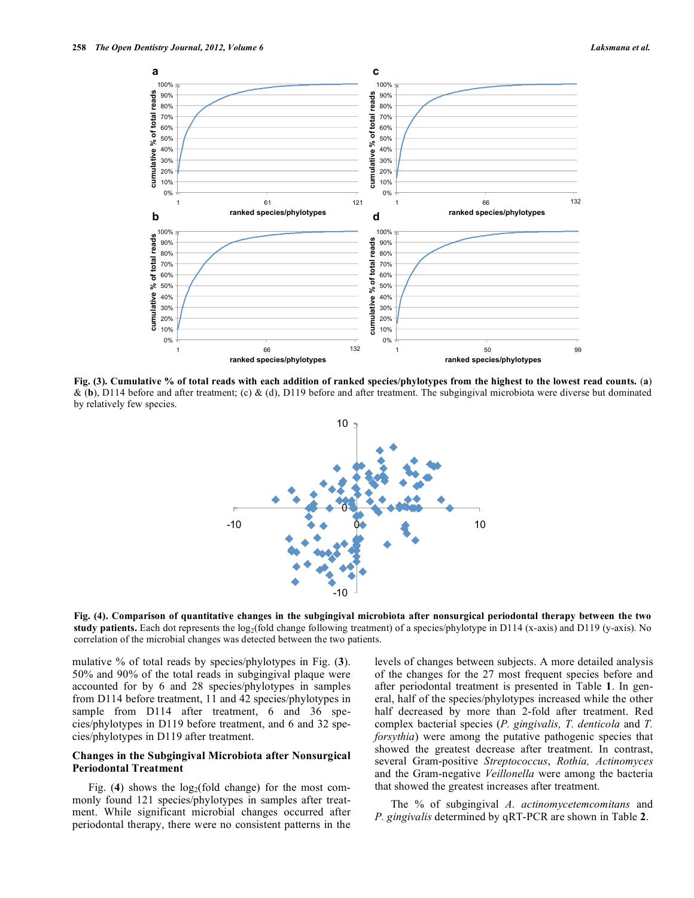Fig. (3). Cumulative % of total reads with each addition of ranked species/phylotypes from the highest to the lowest read counts. (a) & (b), D114 before and after treatment; (c) & (d), D119 before and after treatment. The subgingival microbiota were diverse but dominated by relatively few species.

**Fig. (4). Comparison of quantitative changes in the subgingival microbiota after nonsurgical periodontal therapy between the two study patients.** Each dot represents the $log_2$(fold change following treatment) of a species/phylotype in D114 (x-axis) and D119 (y-axis). No correlation of the microbial changes was detected between the two patients.

mulative % of total reads by species/phylotypes in Fig. (**3**). 50% and 90% of the total reads in subgingival plaque were accounted for by 6 and 28 species/phylotypes in samples from D114 before treatment, 11 and 42 species/phylotypes in sample from D114 after treatment, 6 and 36 species/phylotypes in D119 before treatment, and 6 and 32 species/phylotypes in D119 after treatment.

## Changes in the Subgingival Microbiota after Nonsurgical Periodontal Treatment

Fig. (**4**) shows the $log_2$(fold change) for the most commonly found 121 species/phylotypes in samples after treatment. While significant microbial changes occurred after periodontal therapy, there were no consistent patterns in the levels of changes between subjects. A more detailed analysis of the changes for the 27 most frequent species before and after periodontal treatment is presented in Table **1**. In general, half of the species/phylotypes increased while the other half decreased by more than 2-fold after treatment. Red complex bacterial species (*P. gingivalis, T. denticola* and *T. forsythia*) were among the putative pathogenic species that showed the greatest decrease after treatment. In contrast, several Gram-positive *Streptococcus*, *Rothia, Actinomyces* and the Gram-negative *Veillonella* were among the bacteria that showed the greatest increases after treatment.

The % of subgingival *A. actinomycetemcomitans* and *P. gingivalis* determined by qRT-PCR are shown in Table **2**.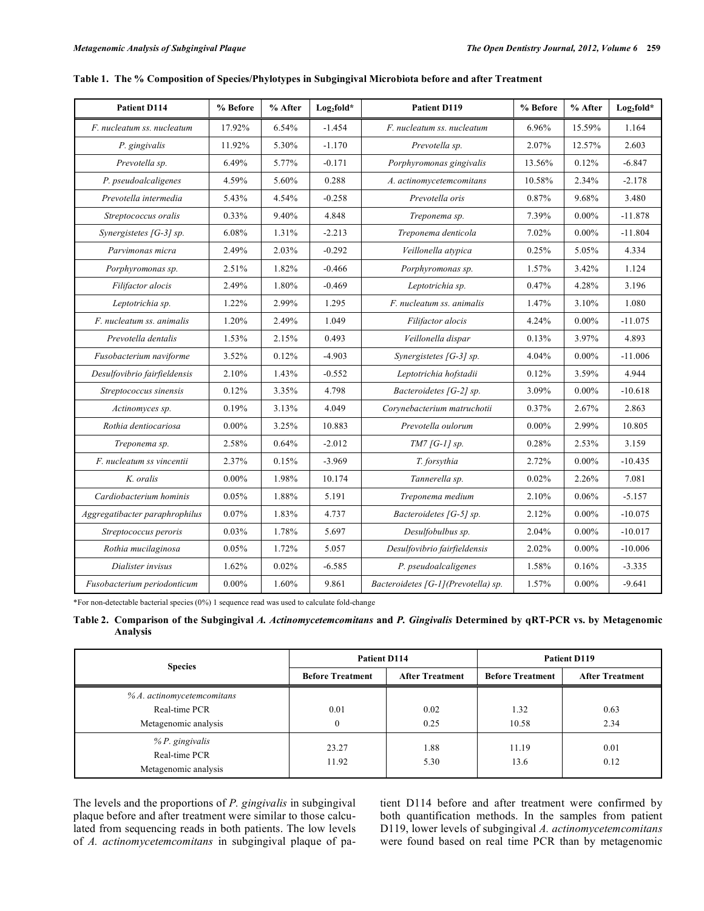**Table 1. The % Composition of Species/Phylotypes in Subgingival Microbiota before and after Treatment**

| Patient D114 | % Before | % After | $Log_2$fold* | Patient D119 | % Before | % After | $Log_2$fold* |
|---|---|---|---|---|---|---|---|
| *F. nucleatum ss. nucleatum* | 17.92% | 6.54% | -1.454 | *F. nucleatum ss. nucleatum* | 6.96% | 15.59% | 1.164 |
| *P. gingivalis* | 11.92% | 5.30% | -1.170 | *Prevotella sp.* | 2.07% | 12.57% | 2.603 |
| *Prevotella sp.* | 6.49% | 5.77% | -0.171 | *Porphyromonas gingivalis* | 13.56% | 0.12% | -6.847 |
| *P. pseudoalcaligenes* | 4.59% | 5.60% | 0.288 | *A. actinomycetemcomitans* | 10.58% | 2.34% | -2.178 |
| *Prevotella intermedia* | 5.43% | 4.54% | -0.258 | *Prevotella oris* | 0.87% | 9.68% | 3.480 |
| *Streptococcus oralis* | 0.33% | 9.40% | 4.848 | *Treponema sp.* | 7.39% | 0.00% | -11.878 |
| *Synergistetes [G-3] sp.* | 6.08% | 1.31% | -2.213 | *Treponema denticola* | 7.02% | 0.00% | -11.804 |
| *Parvimonas micra* | 2.49% | 2.03% | -0.292 | *Veillonella atypica* | 0.25% | 5.05% | 4.334 |
| *Porphyromonas sp.* | 2.51% | 1.82% | -0.466 | *Porphyromonas sp.* | 1.57% | 3.42% | 1.124 |
| *Filifactor alocis* | 2.49% | 1.80% | -0.469 | *Leptotrichia sp.* | 0.47% | 4.28% | 3.196 |
| *Leptotrichia sp.* | 1.22% | 2.99% | 1.295 | *F. nucleatum ss. animalis* | 1.47% | 3.10% | 1.080 |
| *F. nucleatum ss. animalis* | 1.20% | 2.49% | 1.049 | *Filifactor alocis* | 4.24% | 0.00% | -11.075 |
| *Prevotella dentalis* | 1.53% | 2.15% | 0.493 | *Veillonella dispar* | 0.13% | 3.97% | 4.893 |
| *Fusobacterium naviforme* | 3.52% | 0.12% | -4.903 | *Synergistetes [G-3] sp.* | 4.04% | 0.00% | -11.006 |
| *Desulfovibrio fairfieldensis* | 2.10% | 1.43% | -0.552 | *Leptotrichia hofstadii* | 0.12% | 3.59% | 4.944 |
| *Streptococcus sinensis* | 0.12% | 3.35% | 4.798 | *Bacteroidetes [G-2] sp.* | 3.09% | 0.00% | -10.618 |
| *Actinomyces sp.* | 0.19% | 3.13% | 4.049 | *Corynebacterium matruchotii* | 0.37% | 2.67% | 2.863 |
| *Rothia dentiocariosa* | 0.00% | 3.25% | 10.883 | *Prevotella oulorum* | 0.00% | 2.99% | 10.805 |
| *Treponema sp.* | 2.58% | 0.64% | -2.012 | *TM7 [G-1] sp.* | 0.28% | 2.53% | 3.159 |
| *F. nucleatum ss vincentii* | 2.37% | 0.15% | -3.969 | *T. forsythia* | 2.72% | 0.00% | -10.435 |
| *K. oralis* | 0.00% | 1.98% | 10.174 | *Tannerella sp.* | 0.02% | 2.26% | 7.081 |
| *Cardiobacterium hominis* | 0.05% | 1.88% | 5.191 | *Treponema medium* | 2.10% | 0.06% | -5.157 |
| *Aggregatibacter paraphrophilus* | 0.07% | 1.83% | 4.737 | *Bacteroidetes [G-5] sp.* | 2.12% | 0.00% | -10.075 |
| *Streptococcus peroris* | 0.03% | 1.78% | 5.697 | *Desulfobulbus sp.* | 2.04% | 0.00% | -10.017 |
| *Rothia mucilaginosa* | 0.05% | 1.72% | 5.057 | *Desulfovibrio fairfieldensis* | 2.02% | 0.00% | -10.006 |
| *Dialister invisus* | 1.62% | 0.02% | -6.585 | *P. pseudoalcaligenes* | 1.58% | 0.16% | -3.335 |
| *Fusobacterium periodonticum* | 0.00% | 1.60% | 9.861 | *Bacteroidetes [G-1](Prevotella) sp.* | 1.57% | 0.00% | -9.641 |

*For non-detectable bacterial species (0%) 1 sequence read was used to calculate fold-change

**Table 2. Comparison of the Subgingival *A. Actinomycetemcomitans* and *P. Gingivalis* Determined by qRT-PCR vs. by Metagenomic Analysis**

| Species | Patient D114 | | Patient D119 | |
|---|---|---|---|---|
| | Before Treatment | After Treatment | Before Treatment | After Treatment |
| *% A. actinomycetemcomitans* | | | | |
| Real-time PCR | 0.01 | 0.02 | 1.32 | 0.63 |
| Metagenomic analysis | 0 | 0.25 | 10.58 | 2.34 |
| *% P. gingivalis* | | | | |
| Real-time PCR | 23.27 | 1.88 | 11.19 | 0.01 |
| Metagenomic analysis | 11.92 | 5.30 | 13.6 | 0.12 |

The levels and the proportions of *P. gingivalis* in subgingival plaque before and after treatment were similar to those calculated from sequencing reads in both patients. The low levels of *A. actinomycetemcomitans* in subgingival plaque of patient D114 before and after treatment were confirmed by both quantification methods. In the samples from patient D119, lower levels of subgingival *A. actinomycetemcomitans* were found based on real time PCR than by metagenomic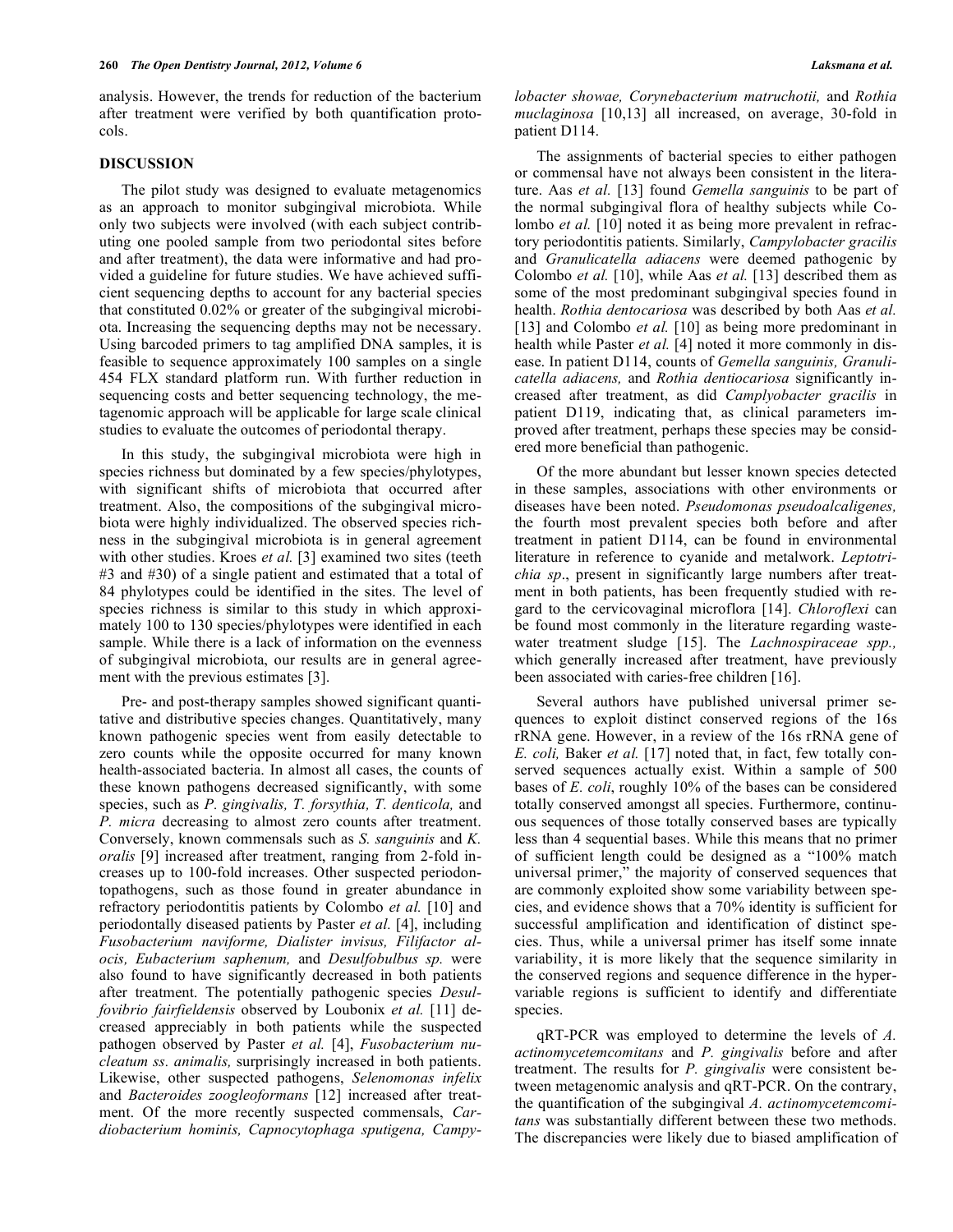analysis. However, the trends for reduction of the bacterium after treatment were verified by both quantification protocols.

## DISCUSSION

The pilot study was designed to evaluate metagenomics as an approach to monitor subgingival microbiota. While only two subjects were involved (with each subject contributing one pooled sample from two periodontal sites before and after treatment), the data were informative and had provided a guideline for future studies. We have achieved sufficient sequencing depths to account for any bacterial species that constituted 0.02% or greater of the subgingival microbiota. Increasing the sequencing depths may not be necessary. Using barcoded primers to tag amplified DNA samples, it is feasible to sequence approximately 100 samples on a single 454 FLX standard platform run. With further reduction in sequencing costs and better sequencing technology, the metagenomic approach will be applicable for large scale clinical studies to evaluate the outcomes of periodontal therapy.

In this study, the subgingival microbiota were high in species richness but dominated by a few species/phylotypes, with significant shifts of microbiota that occurred after treatment. Also, the compositions of the subgingival microbiota were highly individualized. The observed species richness in the subgingival microbiota is in general agreement with other studies. Kroes *et al.* [3] examined two sites (teeth #3 and #30) of a single patient and estimated that a total of 84 phylotypes could be identified in the sites. The level of species richness is similar to this study in which approximately 100 to 130 species/phylotypes were identified in each sample. While there is a lack of information on the evenness of subgingival microbiota, our results are in general agreement with the previous estimates [3].

Pre- and post-therapy samples showed significant quantitative and distributive species changes. Quantitatively, many known pathogenic species went from easily detectable to zero counts while the opposite occurred for many known health-associated bacteria. In almost all cases, the counts of these known pathogens decreased significantly, with some species, such as *P. gingivalis, T. forsythia, T. denticola,* and *P. micra* decreasing to almost zero counts after treatment. Conversely, known commensals such as *S. sanguinis* and *K. oralis* [9] increased after treatment, ranging from 2-fold increases up to 100-fold increases. Other suspected periodontopathogens, such as those found in greater abundance in refractory periodontitis patients by Colombo *et al.* [10] and periodontally diseased patients by Paster *et al.* [4], including *Fusobacterium naviforme, Dialister invisus, Filifactor alocis, Eubacterium saphenum,* and *Desulfobulbus sp.* were also found to have significantly decreased in both patients after treatment. The potentially pathogenic species *Desulfovibrio fairfieldensis* observed by Loubonix *et al.* [11] decreased appreciably in both patients while the suspected pathogen observed by Paster *et al.* [4], *Fusobacterium nucleatum ss. animalis,* surprisingly increased in both patients. Likewise, other suspected pathogens, *Selenomonas infelix* and *Bacteroides zoogleoformans* [12] increased after treatment. Of the more recently suspected commensals, *Cardiobacterium hominis, Capnocytophaga sputigena, Campylobacter showae, Corynebacterium matruchotii,* and *Rothia muclaginosa* [10,13] all increased, on average, 30-fold in patient D114.

The assignments of bacterial species to either pathogen or commensal have not always been consistent in the literature. Aas *et al.* [13] found *Gemella sanguinis* to be part of the normal subgingival flora of healthy subjects while Colombo *et al.* [10] noted it as being more prevalent in refractory periodontitis patients. Similarly, *Campylobacter gracilis* and *Granulicatella adiacens* were deemed pathogenic by Colombo *et al.* [10], while Aas *et al.* [13] described them as some of the most predominant subgingival species found in health. *Rothia dentocariosa* was described by both Aas *et al.* [13] and Colombo *et al.* [10] as being more predominant in health while Paster *et al.* [4] noted it more commonly in disease. In patient D114, counts of *Gemella sanguinis, Granulicatella adiacens,* and *Rothia dentiocariosa* significantly increased after treatment, as did *Camplyobacter gracilis* in patient D119, indicating that, as clinical parameters improved after treatment, perhaps these species may be considered more beneficial than pathogenic.

Of the more abundant but lesser known species detected in these samples, associations with other environments or diseases have been noted. *Pseudomonas pseudoalcaligenes,* the fourth most prevalent species both before and after treatment in patient D114, can be found in environmental literature in reference to cyanide and metalwork. *Leptotrichia sp*., present in significantly large numbers after treatment in both patients, has been frequently studied with regard to the cervicovaginal microflora [14]. *Chloroflexi* can be found most commonly in the literature regarding wastewater treatment sludge [15]. The *Lachnospiraceae spp.,* which generally increased after treatment, have previously been associated with caries-free children [16].

Several authors have published universal primer sequences to exploit distinct conserved regions of the 16s rRNA gene. However, in a review of the 16s rRNA gene of *E. coli,* Baker *et al.* [17] noted that, in fact, few totally conserved sequences actually exist. Within a sample of 500 bases of *E. coli*, roughly 10% of the bases can be considered totally conserved amongst all species. Furthermore, continuous sequences of those totally conserved bases are typically less than 4 sequential bases. While this means that no primer of sufficient length could be designed as a "100% match universal primer," the majority of conserved sequences that are commonly exploited show some variability between species, and evidence shows that a 70% identity is sufficient for successful amplification and identification of distinct species. Thus, while a universal primer has itself some innate variability, it is more likely that the sequence similarity in the conserved regions and sequence difference in the hypervariable regions is sufficient to identify and differentiate species.

qRT-PCR was employed to determine the levels of *A. actinomycetemcomitans* and *P. gingivalis* before and after treatment. The results for *P. gingivalis* were consistent between metagenomic analysis and qRT-PCR. On the contrary, the quantification of the subgingival *A. actinomycetemcomitans* was substantially different between these two methods. The discrepancies were likely due to biased amplification of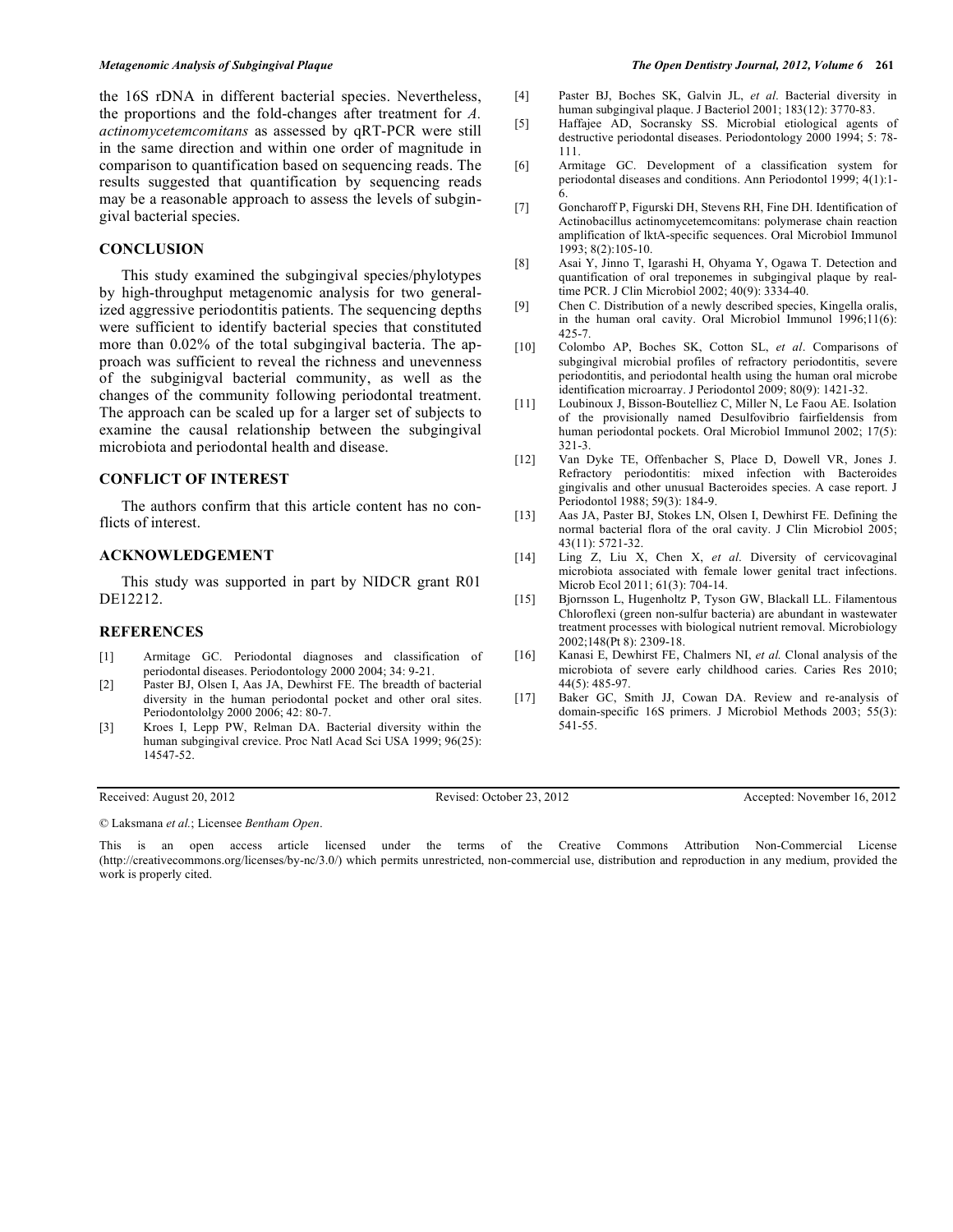the 16S rDNA in different bacterial species. Nevertheless, the proportions and the fold-changes after treatment for *A. actinomycetemcomitans* as assessed by qRT-PCR were still in the same direction and within one order of magnitude in comparison to quantification based on sequencing reads. The results suggested that quantification by sequencing reads may be a reasonable approach to assess the levels of subgingival bacterial species.

## CONCLUSION

This study examined the subgingival species/phylotypes by high-throughput metagenomic analysis for two generalized aggressive periodontitis patients. The sequencing depths were sufficient to identify bacterial species that constituted more than 0.02% of the total subgingival bacteria. The approach was sufficient to reveal the richness and unevenness of the subginigval bacterial community, as well as the changes of the community following periodontal treatment. The approach can be scaled up for a larger set of subjects to examine the causal relationship between the subgingival microbiota and periodontal health and disease.

## CONFLICT OF INTEREST

The authors confirm that this article content has no conflicts of interest.

## ACKNOWLEDGEMENT

This study was supported in part by NIDCR grant R01 DE12212.

## REFERENCES

[1] Armitage GC. Periodontal diagnoses and classification of periodontal diseases. Periodontology 2000 2004; 34: 9-21.

[2] Paster BJ, Olsen I, Aas JA, Dewhirst FE. The breadth of bacterial diversity in the human periodontal pocket and other oral sites. Periodontololgy 2000 2006; 42: 80-7.

[3] Kroes I, Lepp PW, Relman DA. Bacterial diversity within the human subgingival crevice. Proc Natl Acad Sci USA 1999; 96(25): 14547-52.

[4] Paster BJ, Boches SK, Galvin JL, *et al*. Bacterial diversity in human subgingival plaque. J Bacteriol 2001; 183(12): 3770-83.

[5] Haffajee AD, Socransky SS. Microbial etiological agents of destructive periodontal diseases. Periodontology 2000 1994; 5: 78-111.

[6] Armitage GC. Development of a classification system for periodontal diseases and conditions. Ann Periodontol 1999; 4(1):1-6.

[7] Goncharoff P, Figurski DH, Stevens RH, Fine DH. Identification of Actinobacillus actinomycetemcomitans: polymerase chain reaction amplification of lktA-specific sequences. Oral Microbiol Immunol 1993; 8(2):105-10.

[8] Asai Y, Jinno T, Igarashi H, Ohyama Y, Ogawa T. Detection and quantification of oral treponemes in subgingival plaque by real-time PCR. J Clin Microbiol 2002; 40(9): 3334-40.

[9] Chen C. Distribution of a newly described species, Kingella oralis, in the human oral cavity. Oral Microbiol Immunol 1996;11(6): 425-7.

[10] Colombo AP, Boches SK, Cotton SL, *et al*. Comparisons of subgingival microbial profiles of refractory periodontitis, severe periodontitis, and periodontal health using the human oral microbe identification microarray. J Periodontol 2009; 80(9): 1421-32.

[11] Loubinoux J, Bisson-Boutelliez C, Miller N, Le Faou AE. Isolation of the provisionally named Desulfovibrio fairfieldensis from human periodontal pockets. Oral Microbiol Immunol 2002; 17(5): 321-3.

[12] Van Dyke TE, Offenbacher S, Place D, Dowell VR, Jones J. Refractory periodontitis: mixed infection with Bacteroides gingivalis and other unusual Bacteroides species. A case report. J Periodontol 1988; 59(3): 184-9.

[13] Aas JA, Paster BJ, Stokes LN, Olsen I, Dewhirst FE. Defining the normal bacterial flora of the oral cavity. J Clin Microbiol 2005; 43(11): 5721-32.

[14] Ling Z, Liu X, Chen X, *et al*. Diversity of cervicovaginal microbiota associated with female lower genital tract infections. Microb Ecol 2011; 61(3): 704-14.

[15] Bjornsson L, Hugenholtz P, Tyson GW, Blackall LL. Filamentous Chloroflexi (green non-sulfur bacteria) are abundant in wastewater treatment processes with biological nutrient removal. Microbiology 2002;148(Pt 8): 2309-18.

[16] Kanasi E, Dewhirst FE, Chalmers NI, *et al.* Clonal analysis of the microbiota of severe early childhood caries. Caries Res 2010; 44(5): 485-97.

[17] Baker GC, Smith JJ, Cowan DA. Review and re-analysis of domain-specific 16S primers. J Microbiol Methods 2003; 55(3): 541-55.

Received: August 20, 2012 Revised: October 23, 2012 Accepted: November 16, 2012

© Laksmana *et al.*; Licensee *Bentham Open*.

This is an open access article licensed under the terms of the Creative Commons Attribution Non-Commercial License (http://creativecommons.org/licenses/by-nc/3.0/) which permits unrestricted, non-commercial use, distribution and reproduction in any medium, provided the work is properly cited.